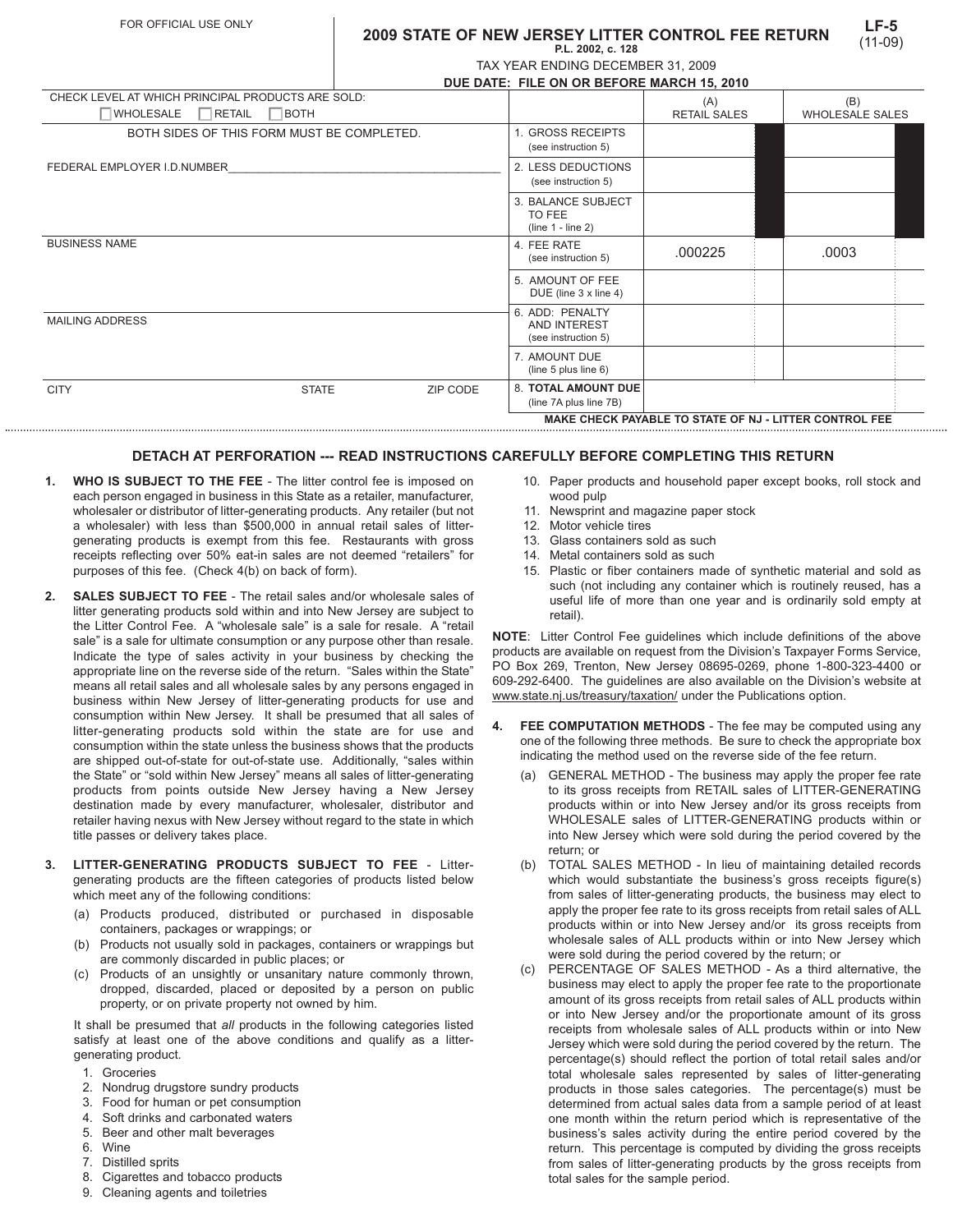FOR OFFICIAL USE ONLY

# 2009 STATE OF NEW JERSEY LITTER CONTROL FEE RETURN

**LF-5**
(11-09)

**P.L. 2002, c. 128**

TAX YEAR ENDING DECEMBER 31, 2009

**DUE DATE: FILE ON OR BEFORE MARCH 15, 2010**

CHECK LEVEL AT WHICH PRINCIPAL PRODUCTS ARE SOLD:
☐ WHOLESALE ☐ RETAIL ☐ BOTH

BOTH SIDES OF THIS FORM MUST BE COMPLETED.

FEDERAL EMPLOYER I.D.NUMBER______________________________

BUSINESS NAME

MAILING ADDRESS

CITY | STATE | ZIP CODE

| | (A) RETAIL SALES | (B) WHOLESALE SALES |
|---|---|---|
| 1. GROSS RECEIPTS (see instruction 5) | | |
| 2. LESS DEDUCTIONS (see instruction 5) | | |
| 3. BALANCE SUBJECT TO FEE (line 1 - line 2) | | |
| 4. FEE RATE (see instruction 5) | .000225 | .0003 |
| 5. AMOUNT OF FEE DUE (line 3 x line 4) | | |
| 6. ADD: PENALTY AND INTEREST (see instruction 5) | | |
| 7. AMOUNT DUE (line 5 plus line 6) | | |
| 8. **TOTAL AMOUNT DUE** (line 7A plus line 7B) | | |

**MAKE CHECK PAYABLE TO STATE OF NJ - LITTER CONTROL FEE**

---

### DETACH AT PERFORATION --- READ INSTRUCTIONS CAREFULLY BEFORE COMPLETING THIS RETURN

1. **WHO IS SUBJECT TO THE FEE** - The litter control fee is imposed on each person engaged in business in this State as a retailer, manufacturer, wholesaler or distributor of litter-generating products. Any retailer (but not a wholesaler) with less than $500,000 in annual retail sales of litter-generating products is exempt from this fee. Restaurants with gross receipts reflecting over 50% eat-in sales are not deemed "retailers" for purposes of this fee. (Check 4(b) on back of form).

2. **SALES SUBJECT TO FEE** - The retail sales and/or wholesale sales of litter generating products sold within and into New Jersey are subject to the Litter Control Fee. A "wholesale sale" is a sale for resale. A "retail sale" is a sale for ultimate consumption or any purpose other than resale. Indicate the type of sales activity in your business by checking the appropriate line on the reverse side of the return. "Sales within the State" means all retail sales and all wholesale sales by any persons engaged in business within New Jersey of litter-generating products for use and consumption within New Jersey. It shall be presumed that all sales of litter-generating products sold within the state are for use and consumption within the state unless the business shows that the products are shipped out-of-state for out-of-state use. Additionally, "sales within the State" or "sold within New Jersey" means all sales of litter-generating products from points outside New Jersey having a New Jersey destination made by every manufacturer, wholesaler, distributor and retailer having nexus with New Jersey without regard to the state in which title passes or delivery takes place.

3. **LITTER-GENERATING PRODUCTS SUBJECT TO FEE** - Litter-generating products are the fifteen categories of products listed below which meet any of the following conditions:
   (a) Products produced, distributed or purchased in disposable containers, packages or wrappings; or
   (b) Products not usually sold in packages, containers or wrappings but are commonly discarded in public places; or
   (c) Products of an unsightly or unsanitary nature commonly thrown, dropped, discarded, placed or deposited by a person on public property, or on private property not owned by him.

   It shall be presumed that *all* products in the following categories listed satisfy at least one of the above conditions and qualify as a litter-generating product.

   1. Groceries
   2. Nondrug drugstore sundry products
   3. Food for human or pet consumption
   4. Soft drinks and carbonated waters
   5. Beer and other malt beverages
   6. Wine
   7. Distilled sprits
   8. Cigarettes and tobacco products
   9. Cleaning agents and toiletries
   10. Paper products and household paper except books, roll stock and wood pulp
   11. Newsprint and magazine paper stock
   12. Motor vehicle tires
   13. Glass containers sold as such
   14. Metal containers sold as such
   15. Plastic or fiber containers made of synthetic material and sold as such (not including any container which is routinely reused, has a useful life of more than one year and is ordinarily sold empty at retail).

**NOTE**: Litter Control Fee guidelines which include definitions of the above products are available on request from the Division's Taxpayer Forms Service, PO Box 269, Trenton, New Jersey 08695-0269, phone 1-800-323-4400 or 609-292-6400. The guidelines are also available on the Division's website at www.state.nj.us/treasury/taxation/ under the Publications option.

4. **FEE COMPUTATION METHODS** - The fee may be computed using any one of the following three methods. Be sure to check the appropriate box indicating the method used on the reverse side of the fee return.
   (a) GENERAL METHOD - The business may apply the proper fee rate to its gross receipts from RETAIL sales of LITTER-GENERATING products within or into New Jersey and/or its gross receipts from WHOLESALE sales of LITTER-GENERATING products within or into New Jersey which were sold during the period covered by the return; or
   (b) TOTAL SALES METHOD - In lieu of maintaining detailed records which would substantiate the business's gross receipts figure(s) from sales of litter-generating products, the business may elect to apply the proper fee rate to its gross receipts from retail sales of ALL products within or into New Jersey and/or its gross receipts from wholesale sales of ALL products within or into New Jersey which were sold during the period covered by the return; or
   (c) PERCENTAGE OF SALES METHOD - As a third alternative, the business may elect to apply the proper fee rate to the proportionate amount of its gross receipts from retail sales of ALL products within or into New Jersey and/or the proportionate amount of its gross receipts from wholesale sales of ALL products within or into New Jersey which were sold during the period covered by the return. The percentage(s) should reflect the portion of total retail sales and/or total wholesale sales represented by sales of litter-generating products in those sales categories. The percentage(s) must be determined from actual sales data from a sample period of at least one month within the return period which is representative of the business's sales activity during the entire period covered by the return. This percentage is computed by dividing the gross receipts from sales of litter-generating products by the gross receipts from total sales for the sample period.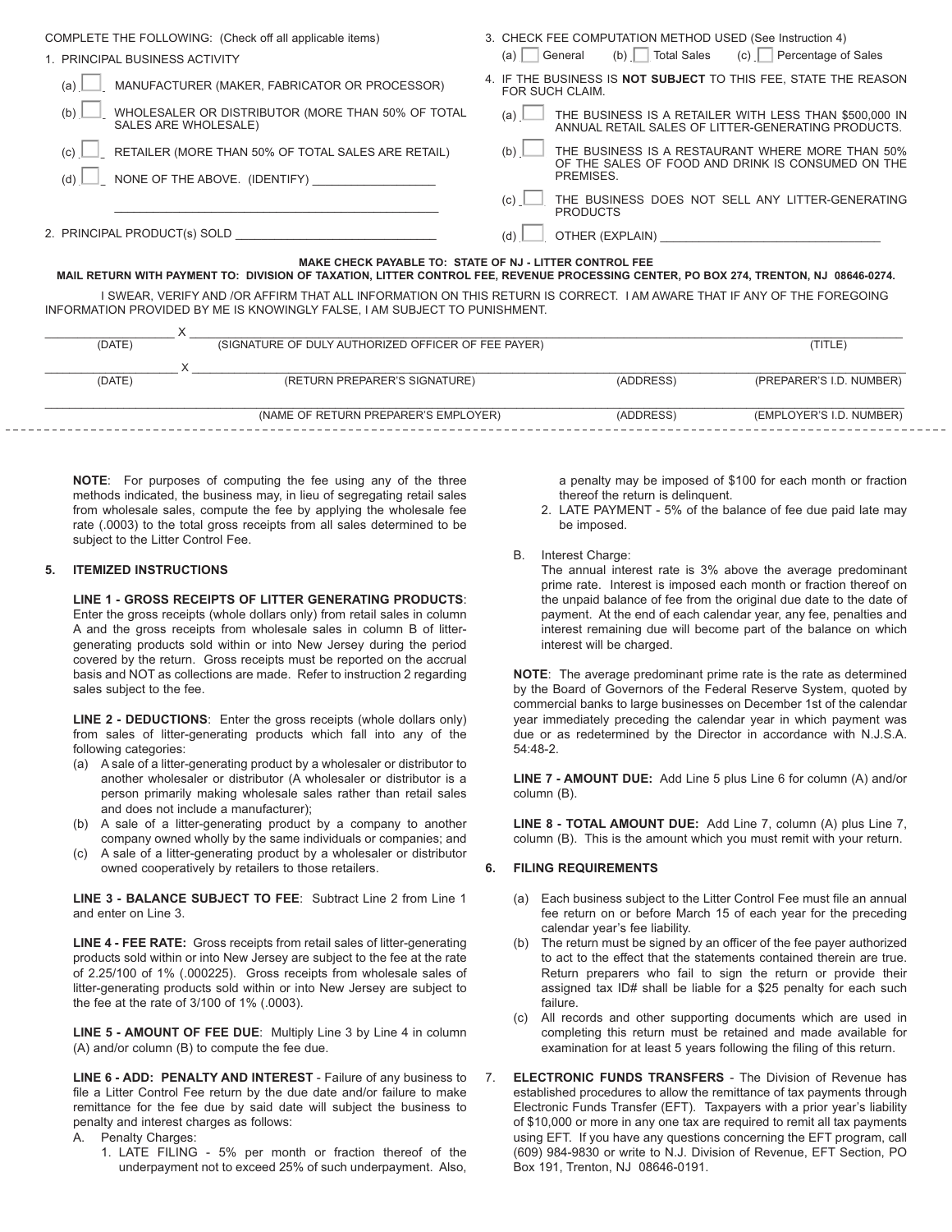COMPLETE THE FOLLOWING: (Check off all applicable items)

1. PRINCIPAL BUSINESS ACTIVITY

   (a) ☐ MANUFACTURER (MAKER, FABRICATOR OR PROCESSOR)

   (b) ☐ WHOLESALER OR DISTRIBUTOR (MORE THAN 50% OF TOTAL SALES ARE WHOLESALE)

   (c) ☐ RETAILER (MORE THAN 50% OF TOTAL SALES ARE RETAIL)

   (d) ☐ NONE OF THE ABOVE. (IDENTIFY) ____________________

   ________________________________________________

2. PRINCIPAL PRODUCT(s) SOLD ______________________________

3. CHECK FEE COMPUTATION METHOD USED (See Instruction 4)

   (a) ☐ General (b) ☐ Total Sales (c) ☐ Percentage of Sales

4. IF THE BUSINESS IS **NOT SUBJECT** TO THIS FEE, STATE THE REASON FOR SUCH CLAIM.

   (a) ☐ THE BUSINESS IS A RETAILER WITH LESS THAN $500,000 IN ANNUAL RETAIL SALES OF LITTER-GENERATING PRODUCTS.

   (b) ☐ THE BUSINESS IS A RESTAURANT WHERE MORE THAN 50% OF THE SALES OF FOOD AND DRINK IS CONSUMED ON THE PREMISES.

   (c) ☐ THE BUSINESS DOES NOT SELL ANY LITTER-GENERATING PRODUCTS

   (d) ☐ OTHER (EXPLAIN) ______________________________

**MAKE CHECK PAYABLE TO: STATE OF NJ - LITTER CONTROL FEE**
**MAIL RETURN WITH PAYMENT TO: DIVISION OF TAXATION, LITTER CONTROL FEE, REVENUE PROCESSING CENTER, PO BOX 274, TRENTON, NJ 08646-0274.**

I SWEAR, VERIFY AND /OR AFFIRM THAT ALL INFORMATION ON THIS RETURN IS CORRECT. I AM AWARE THAT IF ANY OF THE FOREGOING INFORMATION PROVIDED BY ME IS KNOWINGLY FALSE, I AM SUBJECT TO PUNISHMENT.

________________ X ________________________________________________ ________________
(DATE) (SIGNATURE OF DULY AUTHORIZED OFFICER OF FEE PAYER) (TITLE)

________________ X ________________________________ ________________ ________________
(DATE) (RETURN PREPARER'S SIGNATURE) (ADDRESS) (PREPARER'S I.D. NUMBER)

________________________________________________ ________________ ________________
(NAME OF RETURN PREPARER'S EMPLOYER) (ADDRESS) (EMPLOYER'S I.D. NUMBER)

---

**NOTE**: For purposes of computing the fee using any of the three methods indicated, the business may, in lieu of segregating retail sales from wholesale sales, compute the fee by applying the wholesale fee rate (.0003) to the total gross receipts from all sales determined to be subject to the Litter Control Fee.

## 5. ITEMIZED INSTRUCTIONS

**LINE 1 - GROSS RECEIPTS OF LITTER GENERATING PRODUCTS**: Enter the gross receipts (whole dollars only) from retail sales in column A and the gross receipts from wholesale sales in column B of litter-generating products sold within or into New Jersey during the period covered by the return. Gross receipts must be reported on the accrual basis and NOT as collections are made. Refer to instruction 2 regarding sales subject to the fee.

**LINE 2 - DEDUCTIONS**: Enter the gross receipts (whole dollars only) from sales of litter-generating products which fall into any of the following categories:

(a) A sale of a litter-generating product by a wholesaler or distributor to another wholesaler or distributor (A wholesaler or distributor is a person primarily making wholesale sales rather than retail sales and does not include a manufacturer);
(b) A sale of a litter-generating product by a company to another company owned wholly by the same individuals or companies; and
(c) A sale of a litter-generating product by a wholesaler or distributor owned cooperatively by retailers to those retailers.

**LINE 3 - BALANCE SUBJECT TO FEE**: Subtract Line 2 from Line 1 and enter on Line 3.

**LINE 4 - FEE RATE:** Gross receipts from retail sales of litter-generating products sold within or into New Jersey are subject to the fee at the rate of 2.25/100 of 1% (.000225). Gross receipts from wholesale sales of litter-generating products sold within or into New Jersey are subject to the fee at the rate of 3/100 of 1% (.0003).

**LINE 5 - AMOUNT OF FEE DUE**: Multiply Line 3 by Line 4 in column (A) and/or column (B) to compute the fee due.

**LINE 6 - ADD: PENALTY AND INTEREST** - Failure of any business to file a Litter Control Fee return by the due date and/or failure to make remittance for the fee due by said date will subject the business to penalty and interest charges as follows:

A. Penalty Charges:
   1. LATE FILING - 5% per month or fraction thereof of the underpayment not to exceed 25% of such underpayment. Also, a penalty may be imposed of $100 for each month or fraction thereof the return is delinquent.
   2. LATE PAYMENT - 5% of the balance of fee due paid late may be imposed.

B. Interest Charge:
   The annual interest rate is 3% above the average predominant prime rate. Interest is imposed each month or fraction thereof on the unpaid balance of fee from the original due date to the date of payment. At the end of each calendar year, any fee, penalties and interest remaining due will become part of the balance on which interest will be charged.

**NOTE**: The average predominant prime rate is the rate as determined by the Board of Governors of the Federal Reserve System, quoted by commercial banks to large businesses on December 1st of the calendar year immediately preceding the calendar year in which payment was due or as redetermined by the Director in accordance with N.J.S.A. 54:48-2.

**LINE 7 - AMOUNT DUE:** Add Line 5 plus Line 6 for column (A) and/or column (B).

**LINE 8 - TOTAL AMOUNT DUE:** Add Line 7, column (A) plus Line 7, column (B). This is the amount which you must remit with your return.

## 6. FILING REQUIREMENTS

(a) Each business subject to the Litter Control Fee must file an annual fee return on or before March 15 of each year for the preceding calendar year's fee liability.
(b) The return must be signed by an officer of the fee payer authorized to act to the effect that the statements contained therein are true. Return preparers who fail to sign the return or provide their assigned tax ID# shall be liable for a $25 penalty for each such failure.
(c) All records and other supporting documents which are used in completing this return must be retained and made available for examination for at least 5 years following the filing of this return.

## 7. ELECTRONIC FUNDS TRANSFERS

**ELECTRONIC FUNDS TRANSFERS** - The Division of Revenue has established procedures to allow the remittance of tax payments through Electronic Funds Transfer (EFT). Taxpayers with a prior year's liability of $10,000 or more in any one tax are required to remit all tax payments using EFT. If you have any questions concerning the EFT program, call (609) 984-9830 or write to N.J. Division of Revenue, EFT Section, PO Box 191, Trenton, NJ 08646-0191.